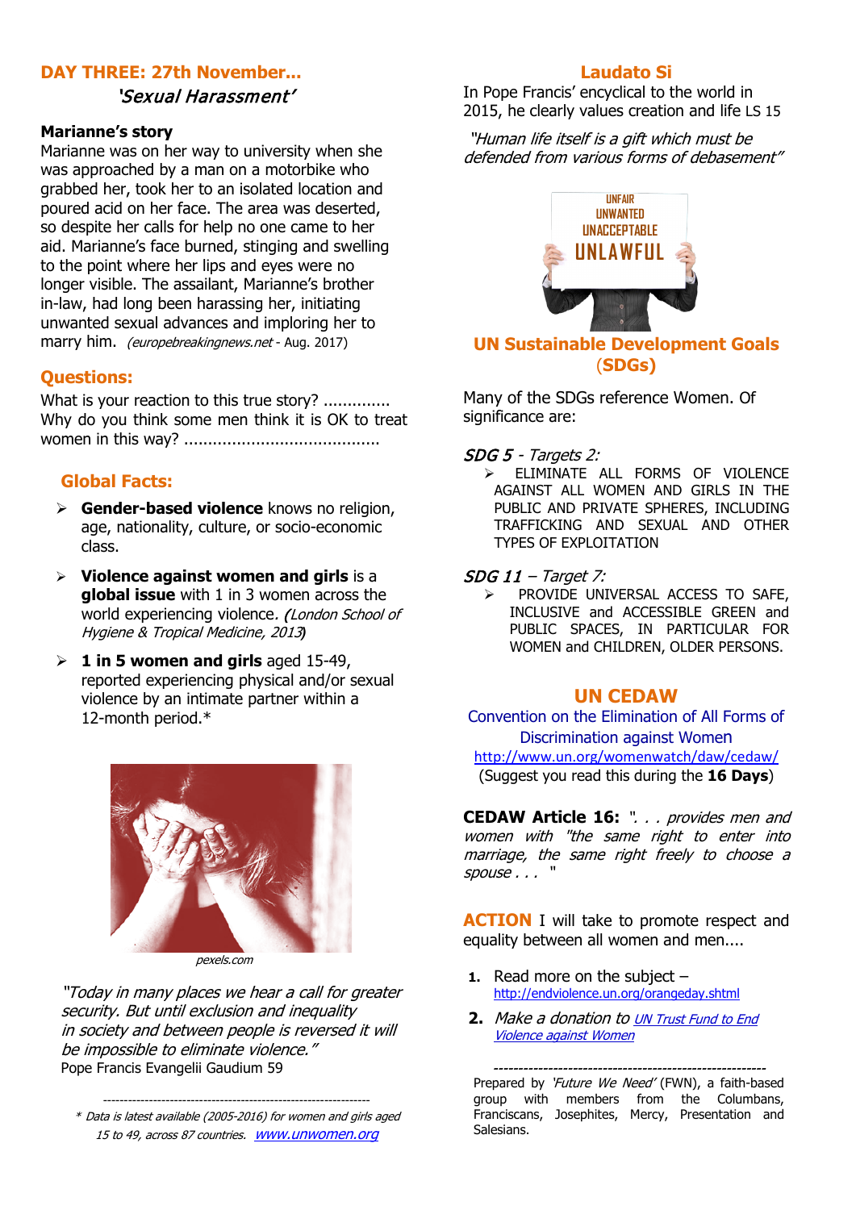## DAY THREE: 27th November...

### *'Sexual Harassment'*

**Marianne's story**

Marianne was on her way to university when she was approached by a man on a motorbike who grabbed her, took her to an isolated location and poured acid on her face. The area was deserted, so despite her calls for help no one came to her aid. Marianne's face burned, stinging and swelling to the point where her lips and eyes were no longer visible. The assailant, Marianne's brother in-law, had long been harassing her, initiating unwanted sexual advances and imploring her to marry him. *(europebreakingnews.net* - Aug. 2017)

## Questions:

What is your reaction to this true story? .............
Why do you think some men think it is OK to treat women in this way? .........................................

## Global Facts:

- **Gender-based violence** knows no religion, age, nationality, culture, or socio-economic class.
- **Violence against women and girls** is a **global issue** with 1 in 3 women across the world experiencing violence. *(London School of Hygiene & Tropical Medicine, 2013)*
- **1 in 5 women and girls** aged 15-49, reported experiencing physical and/or sexual violence by an intimate partner within a 12-month period.*

pexels.com

*"Today in many places we hear a call for greater security. But until exclusion and inequality in society and between people is reversed it will be impossible to eliminate violence."*
Pope Francis Evangelii Gaudium 59

---

* *Data is latest available (2005-2016) for women and girls aged 15 to 49, across 87 countries.* www.unwomen.org

## Laudato Si

In Pope Francis' encyclical to the world in 2015, he clearly values creation and life LS 15

*"Human life itself is a gift which must be defended from various forms of debasement"*

UNFAIR
UNWANTED
UNACCEPTABLE
UNLAWFUL

## UN Sustainable Development Goals (SDGs)

Many of the SDGs reference Women. Of significance are:

*SDG 5 - Targets 2:*

- ELIMINATE ALL FORMS OF VIOLENCE AGAINST ALL WOMEN AND GIRLS IN THE PUBLIC AND PRIVATE SPHERES, INCLUDING TRAFFICKING AND SEXUAL AND OTHER TYPES OF EXPLOITATION

*SDG 11 – Target 7:*

- PROVIDE UNIVERSAL ACCESS TO SAFE, INCLUSIVE and ACCESSIBLE GREEN and PUBLIC SPACES, IN PARTICULAR FOR WOMEN and CHILDREN, OLDER PERSONS.

## UN CEDAW

Convention on the Elimination of All Forms of Discrimination against Women
http://www.un.org/womenwatch/daw/cedaw/
(Suggest you read this during the **16 Days**)

**CEDAW Article 16:** *". . . provides men and women with "the same right to enter into marriage, the same right freely to choose a spouse . . . "*

**ACTION** I will take to promote respect and equality between all women and men....

1. Read more on the subject – http://endviolence.un.org/orangeday.shtml
2. *Make a donation to UN Trust Fund to End Violence against Women*

---

Prepared by *'Future We Need'* (FWN), a faith-based group with members from the Columbans, Franciscans, Josephites, Mercy, Presentation and Salesians.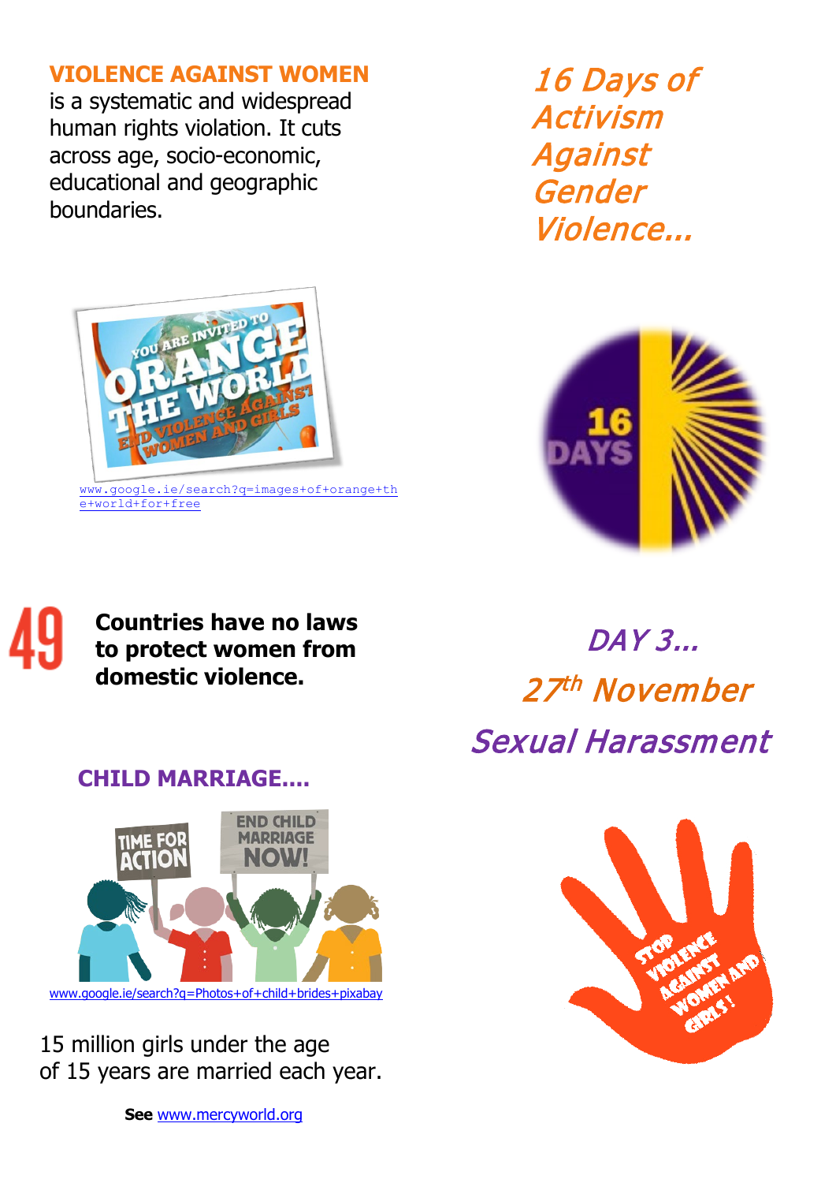**VIOLENCE AGAINST WOMEN** is a systematic and widespread human rights violation. It cuts across age, socio-economic, educational and geographic boundaries.

*16 Days of Activism Against Gender Violence...*

www.google.ie/search?q=images+of+orange+the+world+for+free

**49** **Countries have no laws to protect women from domestic violence.**

*DAY 3...*

*27th November*

*Sexual Harassment*

**CHILD MARRIAGE....**

www.google.ie/search?q=Photos+of+child+brides+pixabay

15 million girls under the age of 15 years are married each year.

**See** www.mercyworld.org